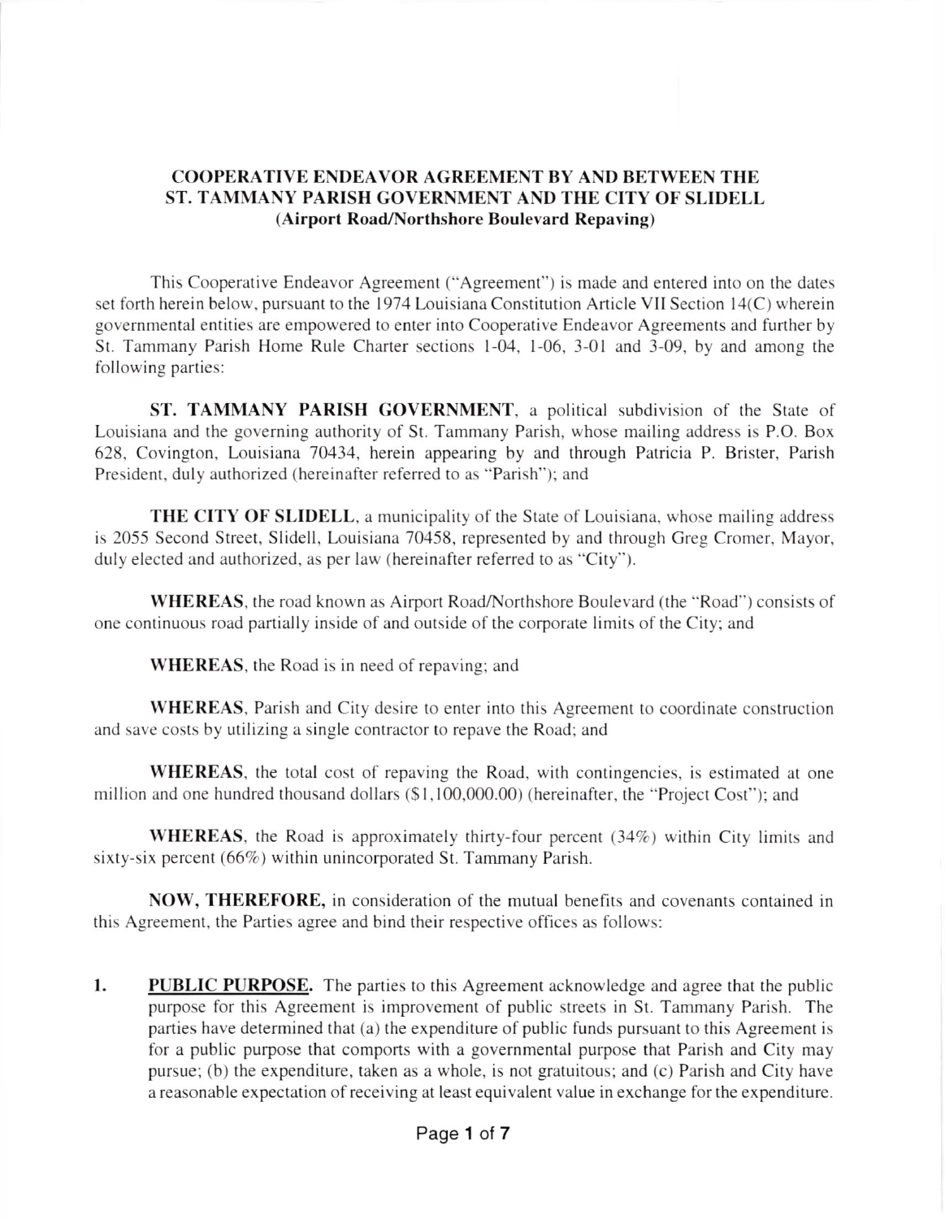**COOPERATIVE ENDEAVOR AGREEMENT BY AND BETWEEN THE ST. TAMMANY PARISH GOVERNMENT AND THE CITY OF SLIDELL (Airport Road/Northshore Boulevard Repaving)**

This Cooperative Endeavor Agreement ("Agreement") is made and entered into on the dates set forth herein below, pursuant to the 1974 Louisiana Constitution Article VII Section 14(C) wherein governmental entities are empowered to enter into Cooperative Endeavor Agreements and further by St. Tammany Parish Home Rule Charter sections 1-04, 1-06, 3-01 and 3-09, by and among the following parties:

**ST. TAMMANY PARISH GOVERNMENT**, a political subdivision of the State of Louisiana and the governing authority of St. Tammany Parish, whose mailing address is P.O. Box 628, Covington, Louisiana 70434, herein appearing by and through Patricia P. Brister, Parish President, duly authorized (hereinafter referred to as "Parish"); and

**THE CITY OF SLIDELL**, a municipality of the State of Louisiana, whose mailing address is 2055 Second Street, Slidell, Louisiana 70458, represented by and through Greg Cromer, Mayor, duly elected and authorized, as per law (hereinafter referred to as "City").

**WHEREAS**, the road known as Airport Road/Northshore Boulevard (the "Road") consists of one continuous road partially inside of and outside of the corporate limits of the City; and

**WHEREAS**, the Road is in need of repaving; and

**WHEREAS**, Parish and City desire to enter into this Agreement to coordinate construction and save costs by utilizing a single contractor to repave the Road; and

**WHEREAS**, the total cost of repaving the Road, with contingencies, is estimated at one million and one hundred thousand dollars ($1,100,000.00) (hereinafter, the "Project Cost"); and

**WHEREAS**, the Road is approximately thirty-four percent (34%) within City limits and sixty-six percent (66%) within unincorporated St. Tammany Parish.

**NOW, THEREFORE,** in consideration of the mutual benefits and covenants contained in this Agreement, the Parties agree and bind their respective offices as follows:

1. **PUBLIC PURPOSE.** The parties to this Agreement acknowledge and agree that the public purpose for this Agreement is improvement of public streets in St. Tammany Parish. The parties have determined that (a) the expenditure of public funds pursuant to this Agreement is for a public purpose that comports with a governmental purpose that Parish and City may pursue; (b) the expenditure, taken as a whole, is not gratuitous; and (c) Parish and City have a reasonable expectation of receiving at least equivalent value in exchange for the expenditure.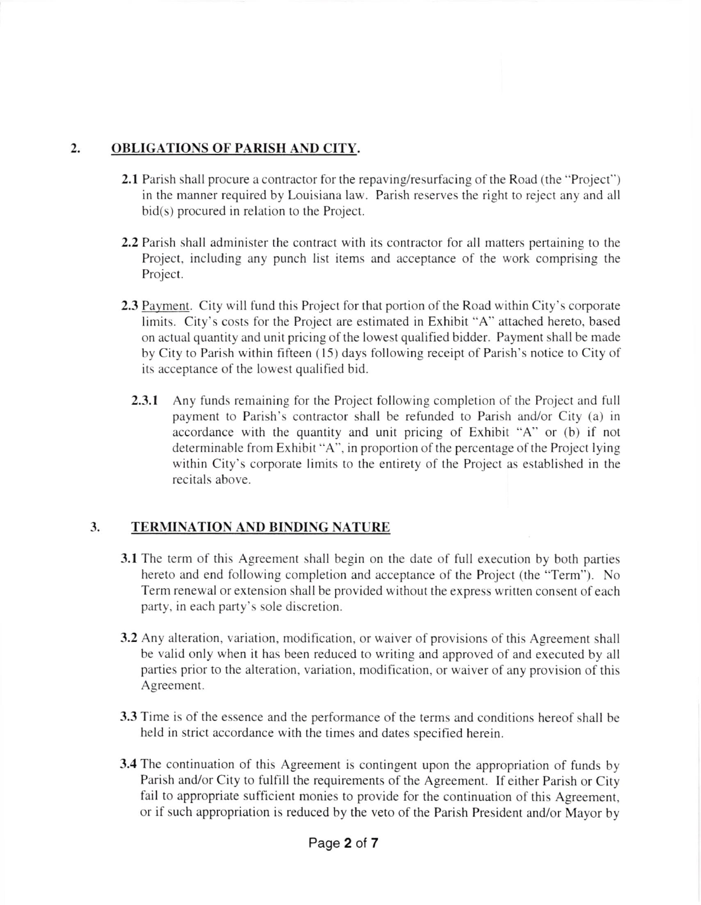## 2. OBLIGATIONS OF PARISH AND CITY.

**2.1** Parish shall procure a contractor for the repaving/resurfacing of the Road (the "Project") in the manner required by Louisiana law. Parish reserves the right to reject any and all bid(s) procured in relation to the Project.

**2.2** Parish shall administer the contract with its contractor for all matters pertaining to the Project, including any punch list items and acceptance of the work comprising the Project.

**2.3** Payment. City will fund this Project for that portion of the Road within City's corporate limits. City's costs for the Project are estimated in Exhibit "A" attached hereto, based on actual quantity and unit pricing of the lowest qualified bidder. Payment shall be made by City to Parish within fifteen (15) days following receipt of Parish's notice to City of its acceptance of the lowest qualified bid.

**2.3.1** Any funds remaining for the Project following completion of the Project and full payment to Parish's contractor shall be refunded to Parish and/or City (a) in accordance with the quantity and unit pricing of Exhibit "A" or (b) if not determinable from Exhibit "A", in proportion of the percentage of the Project lying within City's corporate limits to the entirety of the Project as established in the recitals above.

## 3. TERMINATION AND BINDING NATURE

**3.1** The term of this Agreement shall begin on the date of full execution by both parties hereto and end following completion and acceptance of the Project (the "Term"). No Term renewal or extension shall be provided without the express written consent of each party, in each party's sole discretion.

**3.2** Any alteration, variation, modification, or waiver of provisions of this Agreement shall be valid only when it has been reduced to writing and approved of and executed by all parties prior to the alteration, variation, modification, or waiver of any provision of this Agreement.

**3.3** Time is of the essence and the performance of the terms and conditions hereof shall be held in strict accordance with the times and dates specified herein.

**3.4** The continuation of this Agreement is contingent upon the appropriation of funds by Parish and/or City to fulfill the requirements of the Agreement. If either Parish or City fail to appropriate sufficient monies to provide for the continuation of this Agreement, or if such appropriation is reduced by the veto of the Parish President and/or Mayor by